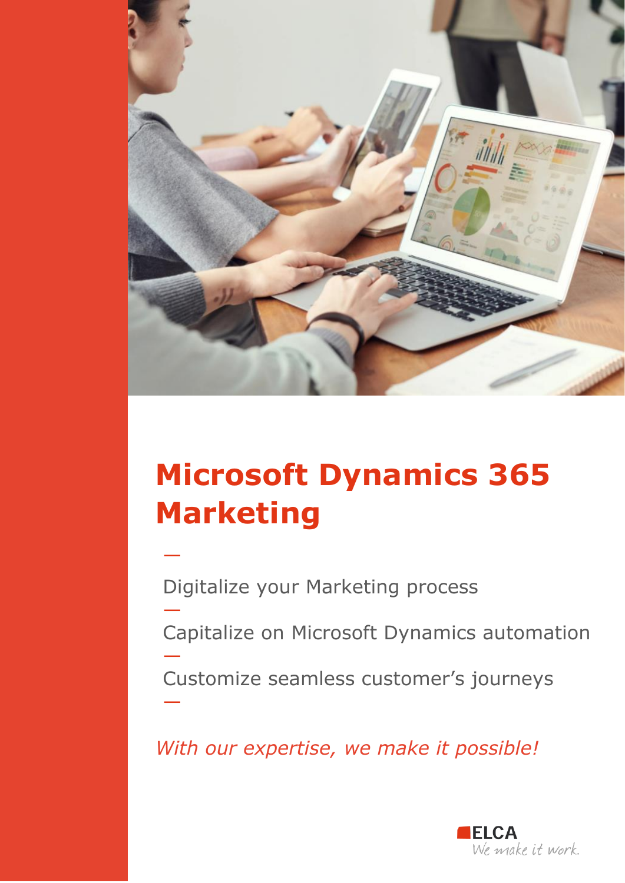# Microsoft Dynamics 365 Marketing

—

Digitalize your Marketing process

—

Capitalize on Microsoft Dynamics automation

—

Customize seamless customer's journeys

—

*With our expertise, we make it possible!*

ELCA
We make it work.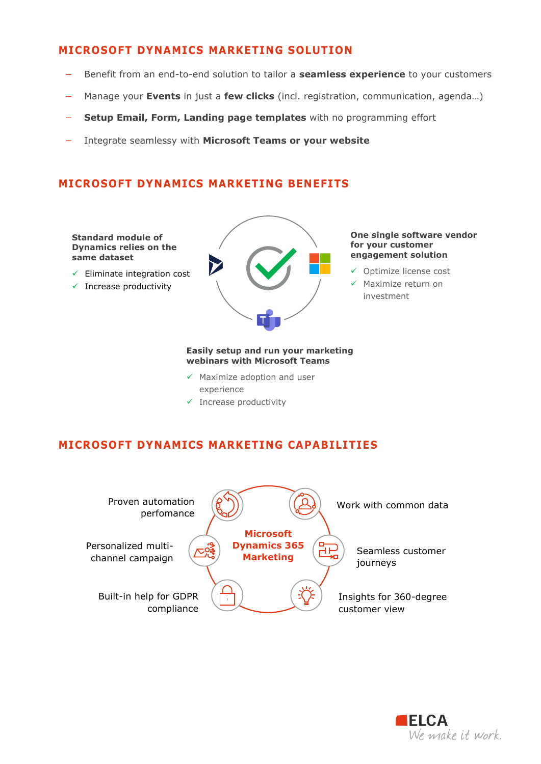## MICROSOFT DYNAMICS MARKETING SOLUTION

- Benefit from an end-to-end solution to tailor a **seamless experience** to your customers
- Manage your **Events** in just a **few clicks** (incl. registration, communication, agenda…)
- **Setup Email, Form, Landing page templates** with no programming effort
- Integrate seamlessy with **Microsoft Teams or your website**

## MICROSOFT DYNAMICS MARKETING BENEFITS

**Standard module of Dynamics relies on the same dataset**

- ✓ Eliminate integration cost
- ✓ Increase productivity

**One single software vendor for your customer engagement solution**

- ✓ Optimize license cost
- ✓ Maximize return on investment

**Easily setup and run your marketing webinars with Microsoft Teams**

- ✓ Maximize adoption and user experience
- ✓ Increase productivity

## MICROSOFT DYNAMICS MARKETING CAPABILITIES

**Microsoft Dynamics 365 Marketing**

- Proven automation perfomance
- Work with common data
- Personalized multi-channel campaign
- Seamless customer journeys
- Built-in help for GDPR compliance
- Insights for 360-degree customer view

ELCA
*We make it work.*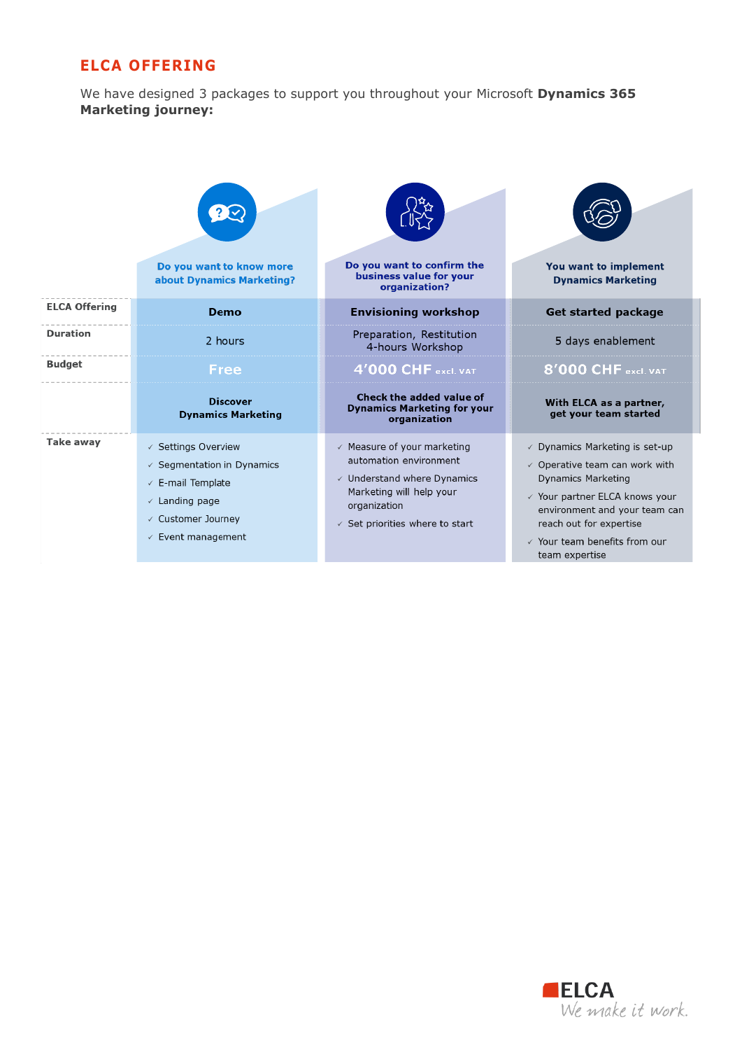## ELCA OFFERING

We have designed 3 packages to support you throughout your Microsoft **Dynamics 365 Marketing journey:**

| | **Do you want to know more about Dynamics Marketing?** | **Do you want to confirm the business value for your organization?** | **You want to implement Dynamics Marketing** |
|---|---|---|---|
| **ELCA Offering** | **Demo** | **Envisioning workshop** | **Get started package** |
| **Duration** | 2 hours | Preparation, Restitution 4-hours Workshop | 5 days enablement |
| **Budget** | **Free** | **4'000 CHF** excl. VAT | **8'000 CHF** excl. VAT |
| | **Discover Dynamics Marketing** | **Check the added value of Dynamics Marketing for your organization** | **With ELCA as a partner, get your team started** |
| **Take away** | ✓ Settings Overview<br>✓ Segmentation in Dynamics<br>✓ E-mail Template<br>✓ Landing page<br>✓ Customer Journey<br>✓ Event management | ✓ Measure of your marketing automation environment<br>✓ Understand where Dynamics Marketing will help your organization<br>✓ Set priorities where to start | ✓ Dynamics Marketing is set-up<br>✓ Operative team can work with Dynamics Marketing<br>✓ Your partner ELCA knows your environment and your team can reach out for expertise<br>✓ Your team benefits from our team expertise |

ELCA
*We make it work.*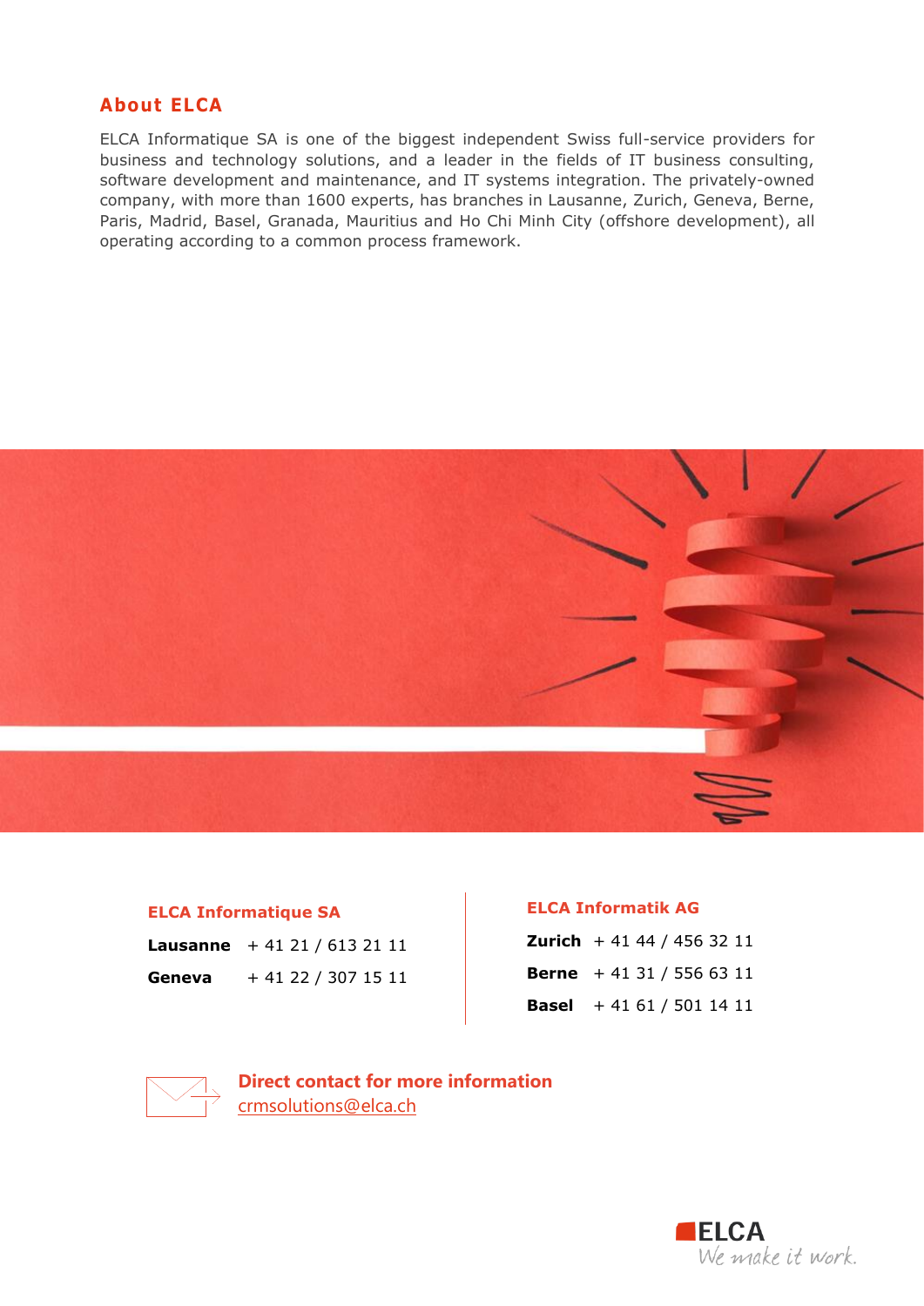## About ELCA

ELCA Informatique SA is one of the biggest independent Swiss full-service providers for business and technology solutions, and a leader in the fields of IT business consulting, software development and maintenance, and IT systems integration. The privately-owned company, with more than 1600 experts, has branches in Lausanne, Zurich, Geneva, Berne, Paris, Madrid, Basel, Granada, Mauritius and Ho Chi Minh City (offshore development), all operating according to a common process framework.

### ELCA Informatique SA

**Lausanne** + 41 21 / 613 21 11

**Geneva** + 41 22 / 307 15 11

### ELCA Informatik AG

**Zurich** + 41 44 / 456 32 11

**Berne** + 41 31 / 556 63 11

**Basel** + 41 61 / 501 14 11

**Direct contact for more information**
crmsolutions@elca.ch

ELCA
*We make it work.*